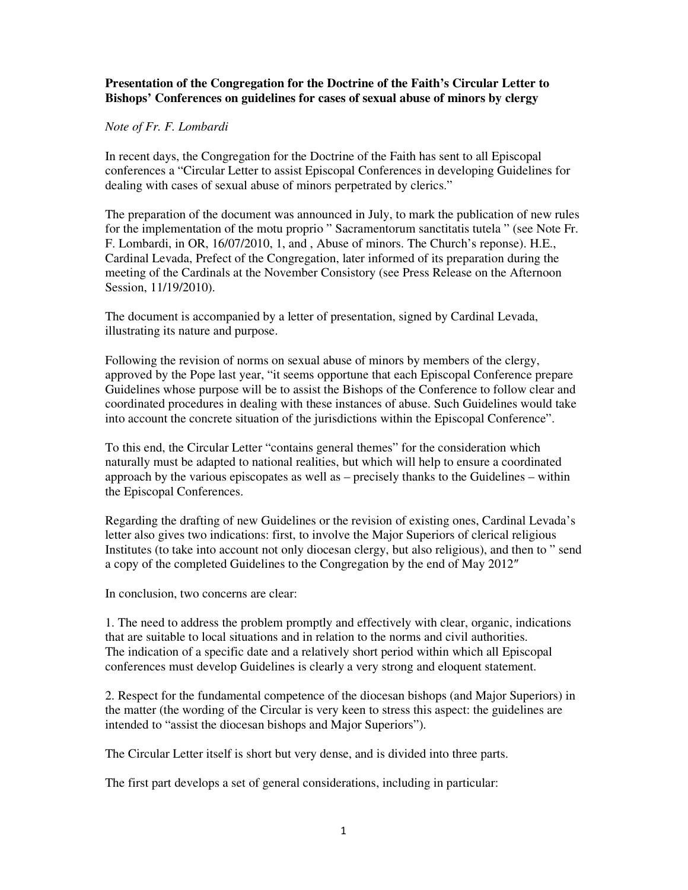**Presentation of the Congregation for the Doctrine of the Faith's Circular Letter to Bishops' Conferences on guidelines for cases of sexual abuse of minors by clergy**

*Note of Fr. F. Lombardi*

In recent days, the Congregation for the Doctrine of the Faith has sent to all Episcopal conferences a "Circular Letter to assist Episcopal Conferences in developing Guidelines for dealing with cases of sexual abuse of minors perpetrated by clerics."

The preparation of the document was announced in July, to mark the publication of new rules for the implementation of the motu proprio " Sacramentorum sanctitatis tutela " (see Note Fr. F. Lombardi, in OR, 16/07/2010, 1, and , Abuse of minors. The Church's reponse). H.E., Cardinal Levada, Prefect of the Congregation, later informed of its preparation during the meeting of the Cardinals at the November Consistory (see Press Release on the Afternoon Session, 11/19/2010).

The document is accompanied by a letter of presentation, signed by Cardinal Levada, illustrating its nature and purpose.

Following the revision of norms on sexual abuse of minors by members of the clergy, approved by the Pope last year, "it seems opportune that each Episcopal Conference prepare Guidelines whose purpose will be to assist the Bishops of the Conference to follow clear and coordinated procedures in dealing with these instances of abuse. Such Guidelines would take into account the concrete situation of the jurisdictions within the Episcopal Conference".

To this end, the Circular Letter "contains general themes" for the consideration which naturally must be adapted to national realities, but which will help to ensure a coordinated approach by the various episcopates as well as – precisely thanks to the Guidelines – within the Episcopal Conferences.

Regarding the drafting of new Guidelines or the revision of existing ones, Cardinal Levada's letter also gives two indications: first, to involve the Major Superiors of clerical religious Institutes (to take into account not only diocesan clergy, but also religious), and then to " send a copy of the completed Guidelines to the Congregation by the end of May 2012″

In conclusion, two concerns are clear:

1. The need to address the problem promptly and effectively with clear, organic, indications that are suitable to local situations and in relation to the norms and civil authorities. The indication of a specific date and a relatively short period within which all Episcopal conferences must develop Guidelines is clearly a very strong and eloquent statement.

2. Respect for the fundamental competence of the diocesan bishops (and Major Superiors) in the matter (the wording of the Circular is very keen to stress this aspect: the guidelines are intended to "assist the diocesan bishops and Major Superiors").

The Circular Letter itself is short but very dense, and is divided into three parts.

The first part develops a set of general considerations, including in particular: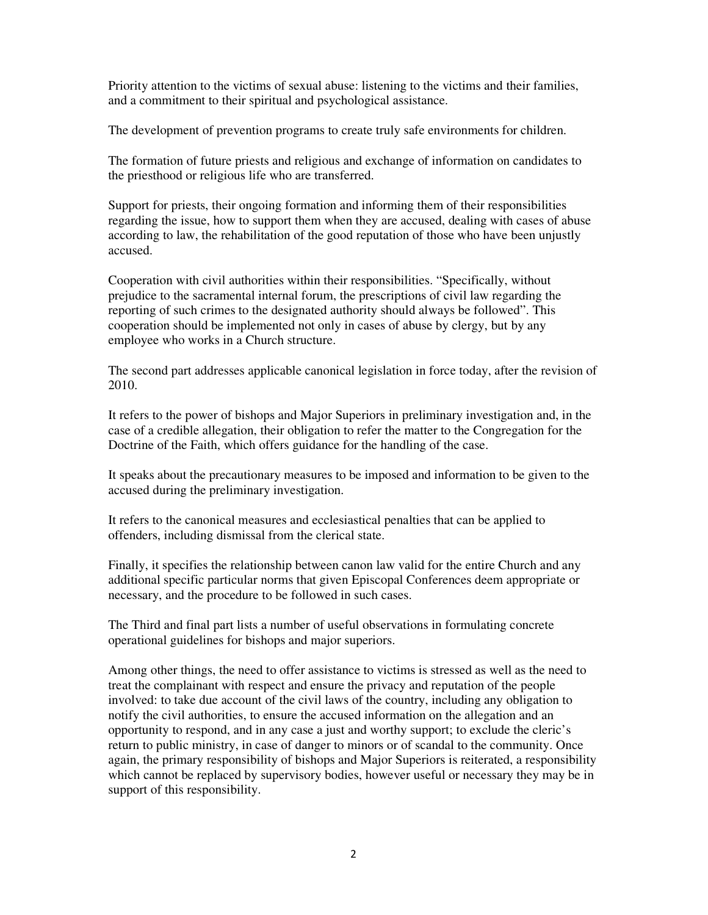Priority attention to the victims of sexual abuse: listening to the victims and their families, and a commitment to their spiritual and psychological assistance.

The development of prevention programs to create truly safe environments for children.

The formation of future priests and religious and exchange of information on candidates to the priesthood or religious life who are transferred.

Support for priests, their ongoing formation and informing them of their responsibilities regarding the issue, how to support them when they are accused, dealing with cases of abuse according to law, the rehabilitation of the good reputation of those who have been unjustly accused.

Cooperation with civil authorities within their responsibilities. "Specifically, without prejudice to the sacramental internal forum, the prescriptions of civil law regarding the reporting of such crimes to the designated authority should always be followed". This cooperation should be implemented not only in cases of abuse by clergy, but by any employee who works in a Church structure.

The second part addresses applicable canonical legislation in force today, after the revision of 2010.

It refers to the power of bishops and Major Superiors in preliminary investigation and, in the case of a credible allegation, their obligation to refer the matter to the Congregation for the Doctrine of the Faith, which offers guidance for the handling of the case.

It speaks about the precautionary measures to be imposed and information to be given to the accused during the preliminary investigation.

It refers to the canonical measures and ecclesiastical penalties that can be applied to offenders, including dismissal from the clerical state.

Finally, it specifies the relationship between canon law valid for the entire Church and any additional specific particular norms that given Episcopal Conferences deem appropriate or necessary, and the procedure to be followed in such cases.

The Third and final part lists a number of useful observations in formulating concrete operational guidelines for bishops and major superiors.

Among other things, the need to offer assistance to victims is stressed as well as the need to treat the complainant with respect and ensure the privacy and reputation of the people involved: to take due account of the civil laws of the country, including any obligation to notify the civil authorities, to ensure the accused information on the allegation and an opportunity to respond, and in any case a just and worthy support; to exclude the cleric's return to public ministry, in case of danger to minors or of scandal to the community. Once again, the primary responsibility of bishops and Major Superiors is reiterated, a responsibility which cannot be replaced by supervisory bodies, however useful or necessary they may be in support of this responsibility.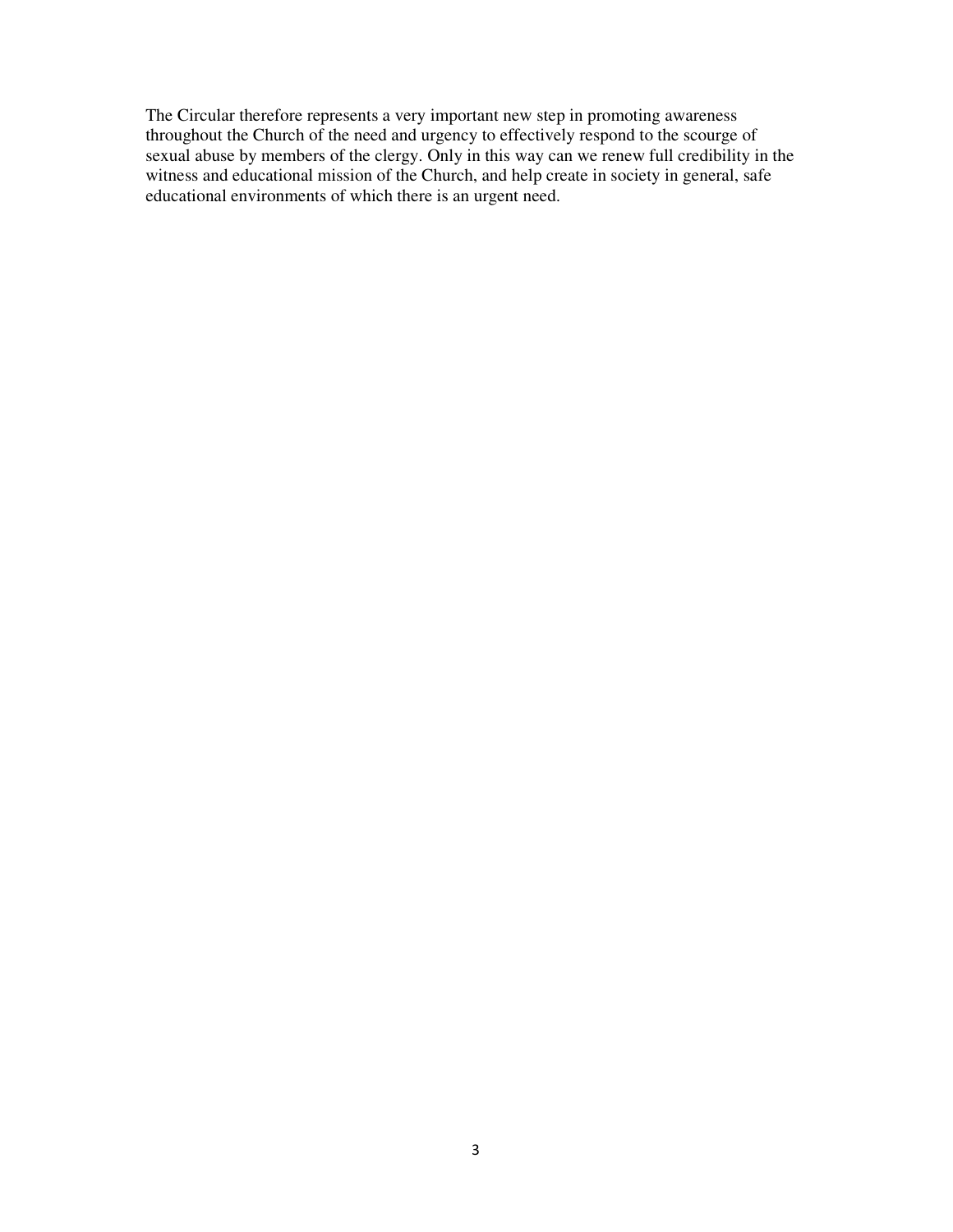The Circular therefore represents a very important new step in promoting awareness throughout the Church of the need and urgency to effectively respond to the scourge of sexual abuse by members of the clergy. Only in this way can we renew full credibility in the witness and educational mission of the Church, and help create in society in general, safe educational environments of which there is an urgent need.